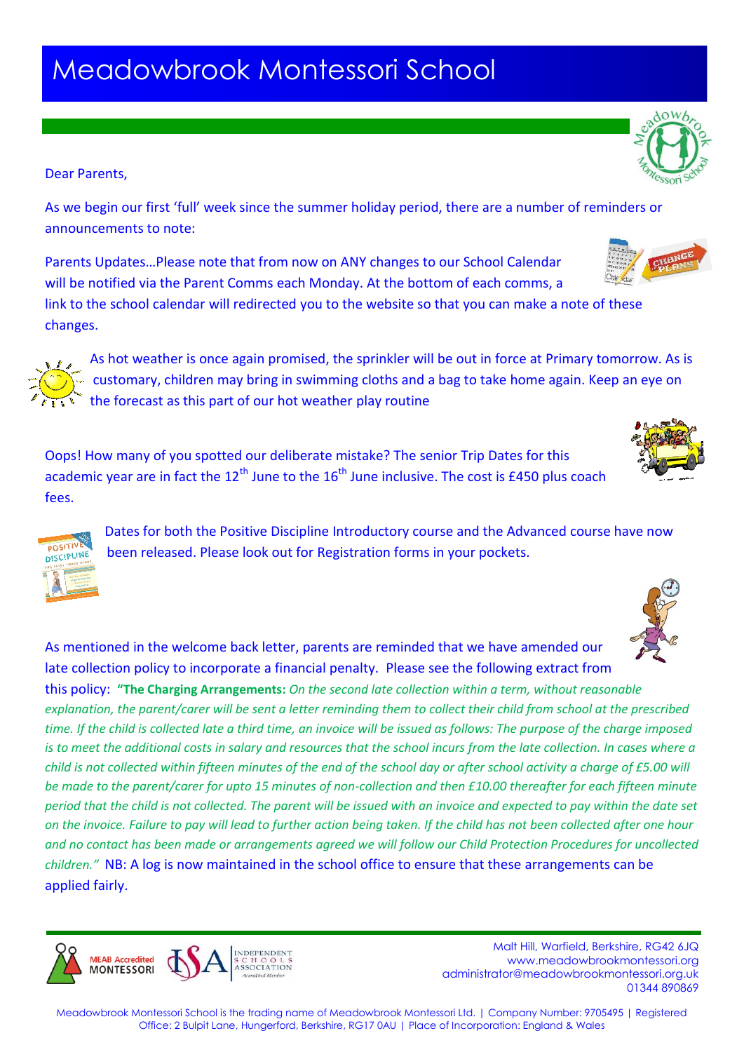# Meadowbrook Montessori School

Dear Parents,

As we begin our first 'full' week since the summer holiday period, there are a number of reminders or announcements to note:

Parents Updates…Please note that from now on ANY changes to our School Calendar will be notified via the Parent Comms each Monday. At the bottom of each comms, a link to the school calendar will redirected you to the website so that you can make a note of these changes.

As hot weather is once again promised, the sprinkler will be out in force at Primary tomorrow. As is customary, children may bring in swimming cloths and a bag to take home again. Keep an eye on the forecast as this part of our hot weather play routine

Oops! How many of you spotted our deliberate mistake? The senior Trip Dates for this academic year are in fact the 12th June to the 16th June inclusive. The cost is £450 plus coach fees.

Dates for both the Positive Discipline Introductory course and the Advanced course have now been released. Please look out for Registration forms in your pockets.

As mentioned in the welcome back letter, parents are reminded that we have amended our late collection policy to incorporate a financial penalty. Please see the following extract from this policy: **"The Charging Arrangements:** *On the second late collection within a term, without reasonable explanation, the parent/carer will be sent a letter reminding them to collect their child from school at the prescribed time. If the child is collected late a third time, an invoice will be issued as follows: The purpose of the charge imposed is to meet the additional costs in salary and resources that the school incurs from the late collection. In cases where a child is not collected within fifteen minutes of the end of the school day or after school activity a charge of £5.00 will be made to the parent/carer for upto 15 minutes of non-collection and then £10.00 thereafter for each fifteen minute period that the child is not collected. The parent will be issued with an invoice and expected to pay within the date set on the invoice. Failure to pay will lead to further action being taken. If the child has not been collected after one hour and no contact has been made or arrangements agreed we will follow our Child Protection Procedures for uncollected children."* NB: A log is now maintained in the school office to ensure that these arrangements can be applied fairly.

MEAB Accredited MONTESSORI | ISA Independent Schools Association Accredited Member

Malt Hill, Warfield, Berkshire, RG42 6JQ
www.meadowbrookmontessori.org
administrator@meadowbrookmontessori.org.uk
01344 890869

Meadowbrook Montessori School is the trading name of Meadowbrook Montessori Ltd. | Company Number: 9705495 | Registered Office: 2 Bulpit Lane, Hungerford, Berkshire, RG17 0AU | Place of Incorporation: England & Wales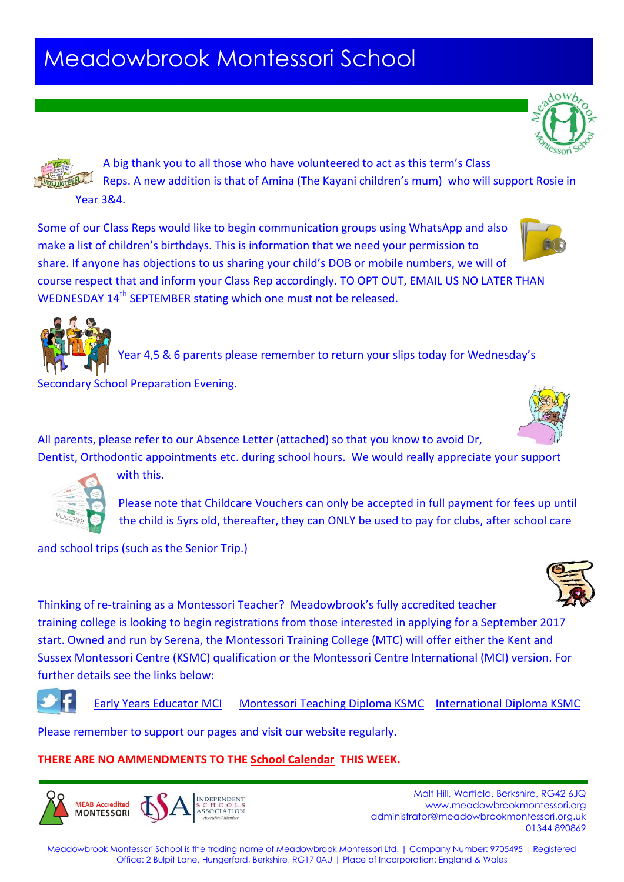# Meadowbrook Montessori School

A big thank you to all those who have volunteered to act as this term's Class Reps. A new addition is that of Amina (The Kayani children's mum) who will support Rosie in Year 3&4.

Some of our Class Reps would like to begin communication groups using WhatsApp and also make a list of children's birthdays. This is information that we need your permission to share. If anyone has objections to us sharing your child's DOB or mobile numbers, we will of course respect that and inform your Class Rep accordingly. TO OPT OUT, EMAIL US NO LATER THAN WEDNESDAY 14th SEPTEMBER stating which one must not be released.

Year 4,5 & 6 parents please remember to return your slips today for Wednesday's Secondary School Preparation Evening.

All parents, please refer to our Absence Letter (attached) so that you know to avoid Dr, Dentist, Orthodontic appointments etc. during school hours. We would really appreciate your support with this.

Please note that Childcare Vouchers can only be accepted in full payment for fees up until the child is 5yrs old, thereafter, they can ONLY be used to pay for clubs, after school care and school trips (such as the Senior Trip.)

Thinking of re-training as a Montessori Teacher? Meadowbrook's fully accredited teacher training college is looking to begin registrations from those interested in applying for a September 2017 start. Owned and run by Serena, the Montessori Training College (MTC) will offer either the Kent and Sussex Montessori Centre (KSMC) qualification or the Montessori Centre International (MCI) version. For further details see the links below:

Early Years Educator MCI    Montessori Teaching Diploma KSMC    International Diploma KSMC

Please remember to support our pages and visit our website regularly.

**THERE ARE NO AMMENDMENTS TO THE School Calendar THIS WEEK.**

MEAB Accredited MONTESSORI

ISA INDEPENDENT SCHOOLS ASSOCIATION Accredited Member

Malt Hill, Warfield, Berkshire, RG42 6JQ
www.meadowbrookmontessori.org
administrator@meadowbrookmontessori.org.uk
01344 890869

Meadowbrook Montessori School is the trading name of Meadowbrook Montessori Ltd. | Company Number: 9705495 | Registered Office: 2 Bulpit Lane, Hungerford, Berkshire, RG17 0AU | Place of Incorporation: England & Wales